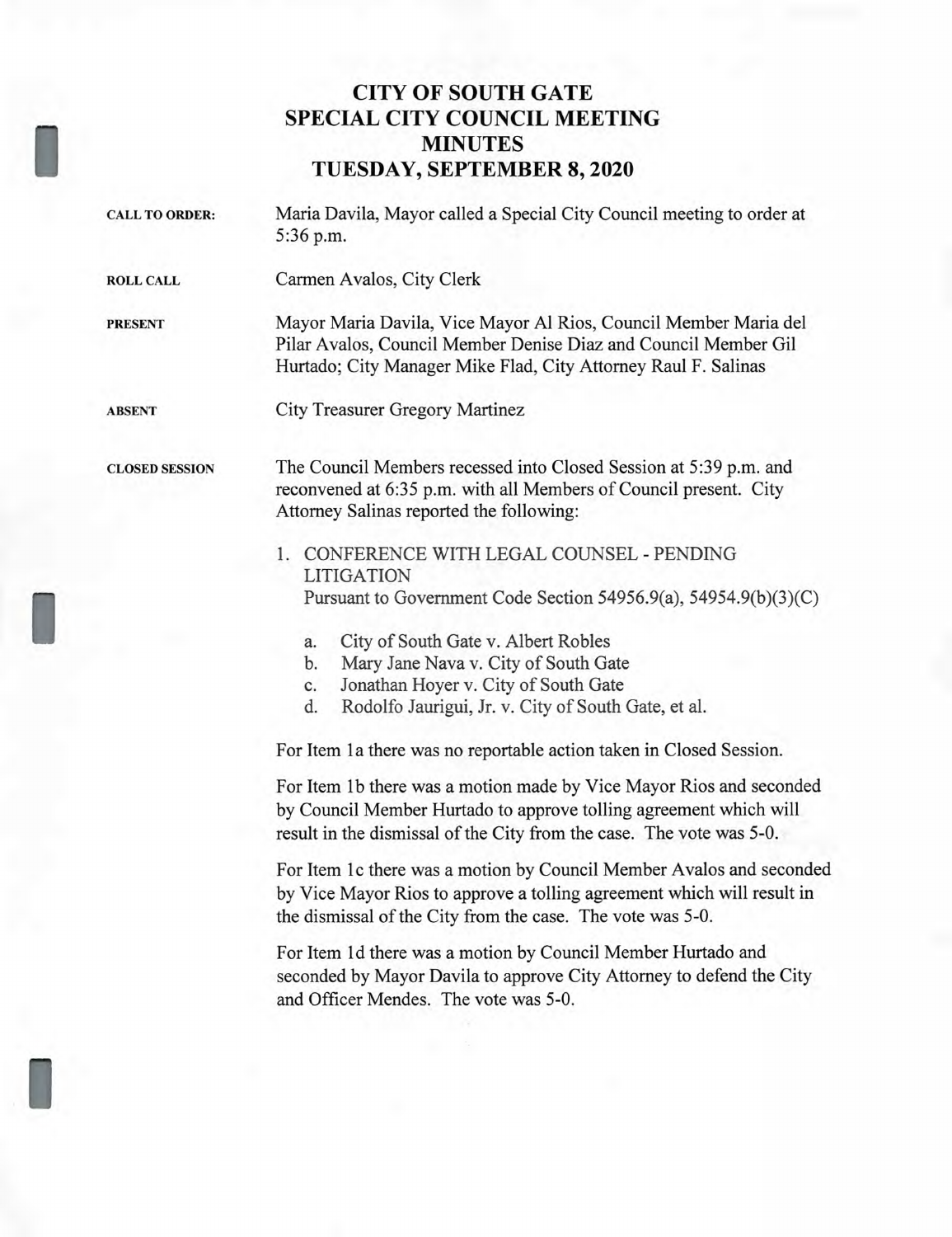# CITY OF SOUTH GATE
# SPECIAL CITY COUNCIL MEETING
# MINUTES
# TUESDAY, SEPTEMBER 8, 2020

**CALL TO ORDER:** Maria Davila, Mayor called a Special City Council meeting to order at 5:36 p.m.

**ROLL CALL** Carmen Avalos, City Clerk

**PRESENT** Mayor Maria Davila, Vice Mayor Al Rios, Council Member Maria del Pilar Avalos, Council Member Denise Diaz and Council Member Gil Hurtado; City Manager Mike Flad, City Attorney Raul F. Salinas

**ABSENT** City Treasurer Gregory Martinez

**CLOSED SESSION** The Council Members recessed into Closed Session at 5:39 p.m. and reconvened at 6:35 p.m. with all Members of Council present. City Attorney Salinas reported the following:

1. CONFERENCE WITH LEGAL COUNSEL - PENDING LITIGATION
   Pursuant to Government Code Section 54956.9(a), 54954.9(b)(3)(C)

   a. City of South Gate v. Albert Robles
   b. Mary Jane Nava v. City of South Gate
   c. Jonathan Hoyer v. City of South Gate
   d. Rodolfo Jaurigui, Jr. v. City of South Gate, et al.

For Item 1a there was no reportable action taken in Closed Session.

For Item 1b there was a motion made by Vice Mayor Rios and seconded by Council Member Hurtado to approve tolling agreement which will result in the dismissal of the City from the case. The vote was 5-0.

For Item 1c there was a motion by Council Member Avalos and seconded by Vice Mayor Rios to approve a tolling agreement which will result in the dismissal of the City from the case. The vote was 5-0.

For Item 1d there was a motion by Council Member Hurtado and seconded by Mayor Davila to approve City Attorney to defend the City and Officer Mendes. The vote was 5-0.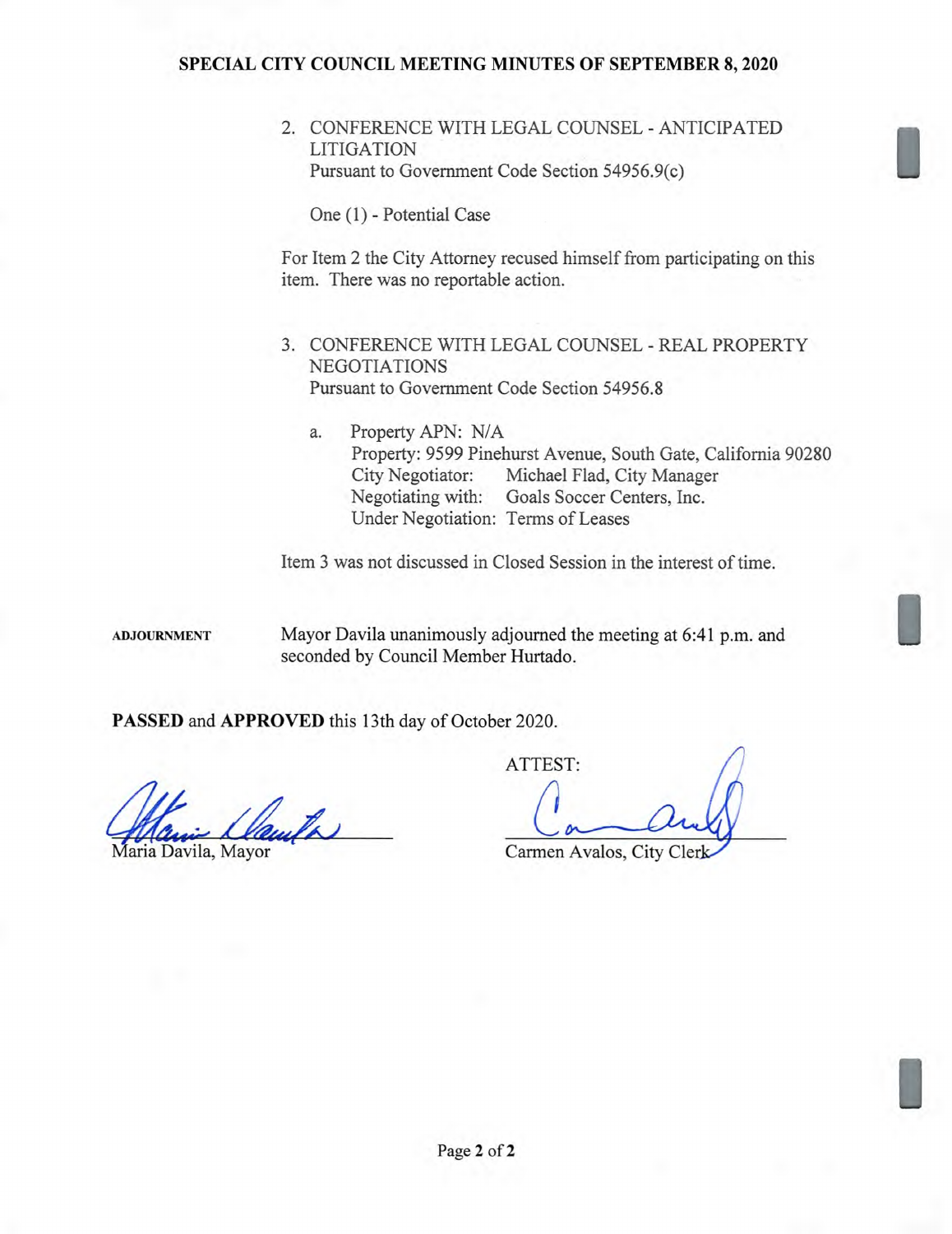2. CONFERENCE WITH LEGAL COUNSEL - ANTICIPATED LITIGATION
   Pursuant to Government Code Section 54956.9(c)

   One (1) - Potential Case

For Item 2 the City Attorney recused himself from participating on this item. There was no reportable action.

3. CONFERENCE WITH LEGAL COUNSEL - REAL PROPERTY NEGOTIATIONS
   Pursuant to Government Code Section 54956.8

   a. Property APN: N/A
      Property: 9599 Pinehurst Avenue, South Gate, California 90280
      City Negotiator: Michael Flad, City Manager
      Negotiating with: Goals Soccer Centers, Inc.
      Under Negotiation: Terms of Leases

Item 3 was not discussed in Closed Session in the interest of time.

**ADJOURNMENT**

Mayor Davila unanimously adjourned the meeting at 6:41 p.m. and seconded by Council Member Hurtado.

**PASSED** and **APPROVED** this 13th day of October 2020.

Maria Davila, Mayor

ATTEST:

Carmen Avalos, City Clerk